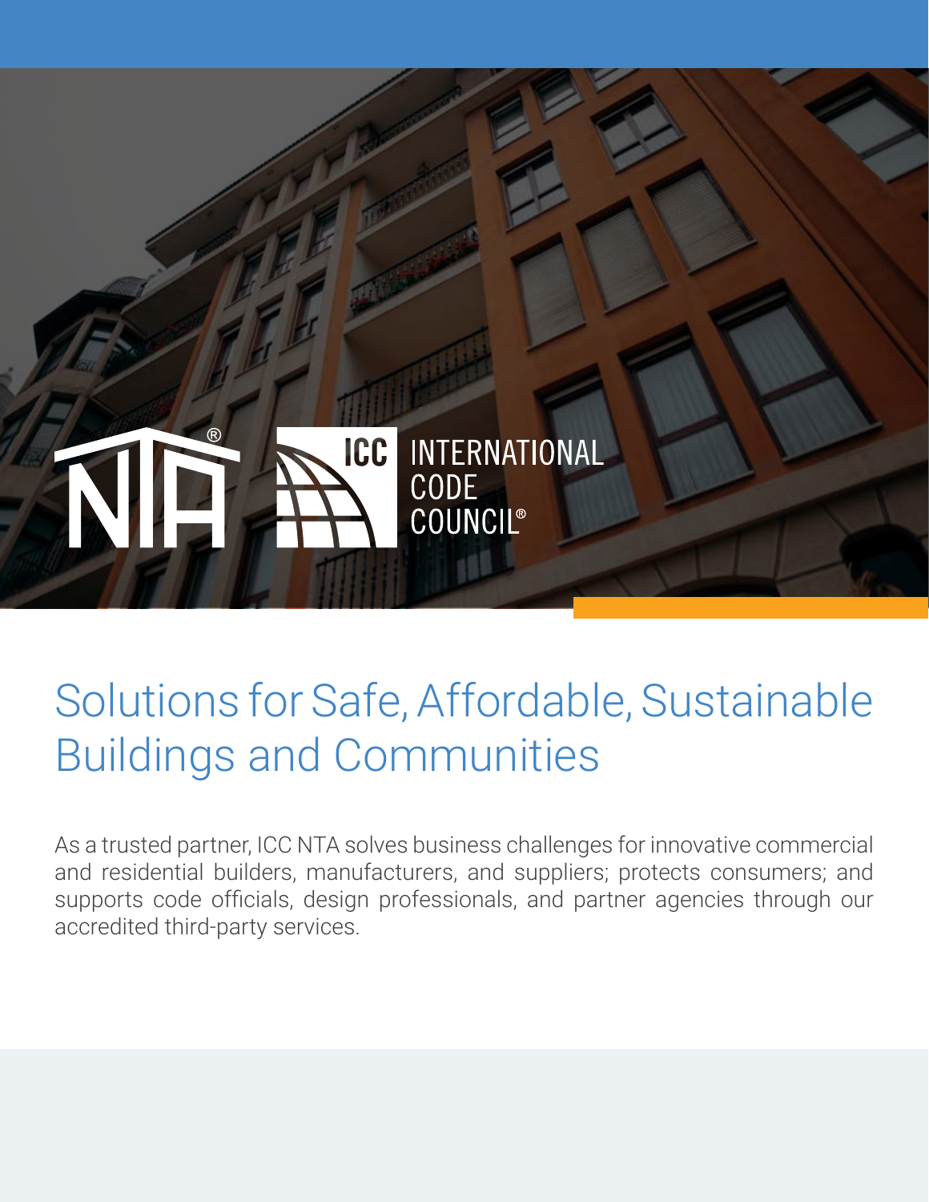NTA® | ICC INTERNATIONAL CODE COUNCIL®

# Solutions for Safe, Affordable, Sustainable Buildings and Communities

As a trusted partner, ICC NTA solves business challenges for innovative commercial and residential builders, manufacturers, and suppliers; protects consumers; and supports code officials, design professionals, and partner agencies through our accredited third-party services.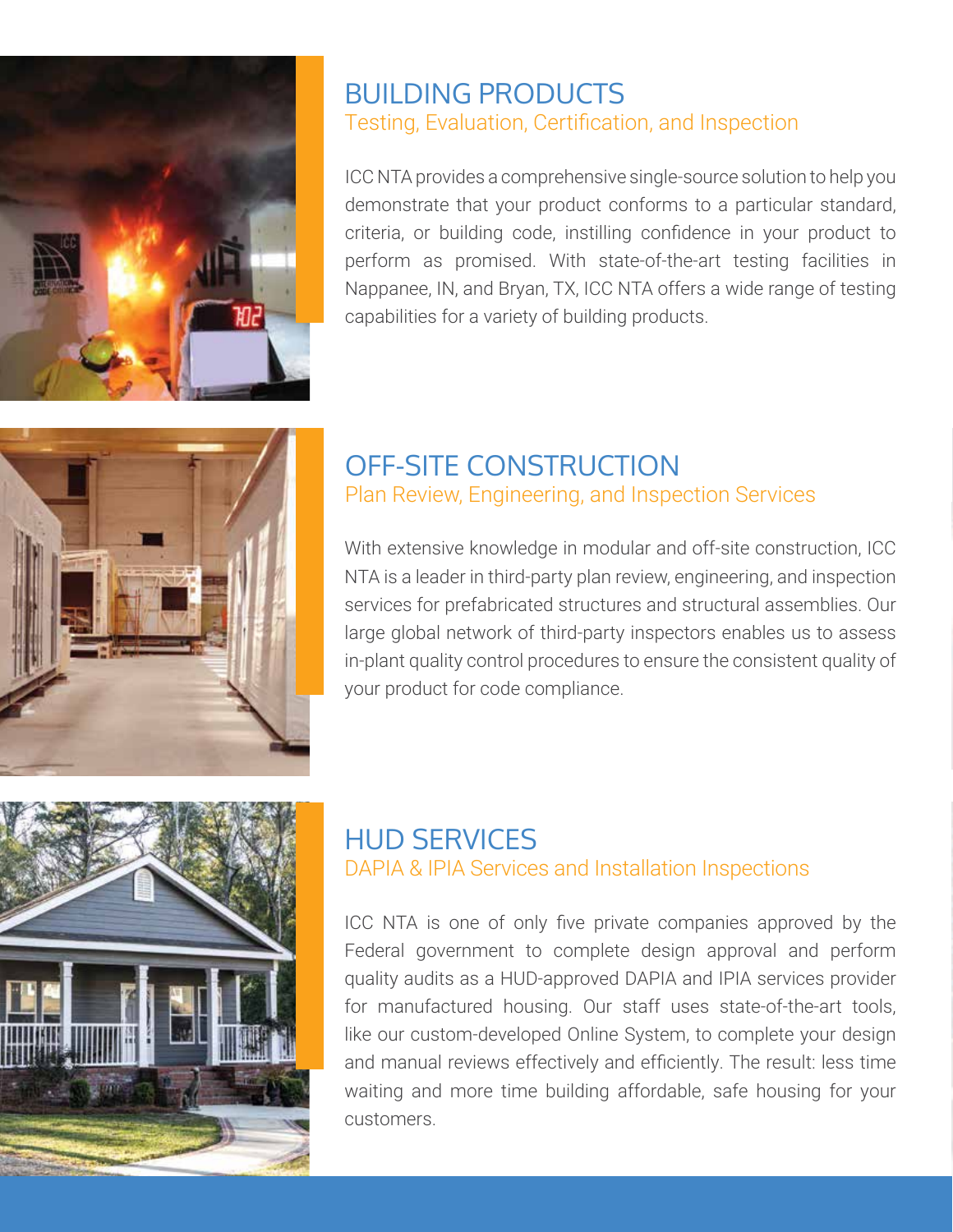## BUILDING PRODUCTS

### Testing, Evaluation, Certification, and Inspection

ICC NTA provides a comprehensive single-source solution to help you demonstrate that your product conforms to a particular standard, criteria, or building code, instilling confidence in your product to perform as promised. With state-of-the-art testing facilities in Nappanee, IN, and Bryan, TX, ICC NTA offers a wide range of testing capabilities for a variety of building products.

## OFF-SITE CONSTRUCTION

### Plan Review, Engineering, and Inspection Services

With extensive knowledge in modular and off-site construction, ICC NTA is a leader in third-party plan review, engineering, and inspection services for prefabricated structures and structural assemblies. Our large global network of third-party inspectors enables us to assess in-plant quality control procedures to ensure the consistent quality of your product for code compliance.

## HUD SERVICES

### DAPIA & IPIA Services and Installation Inspections

ICC NTA is one of only five private companies approved by the Federal government to complete design approval and perform quality audits as a HUD-approved DAPIA and IPIA services provider for manufactured housing. Our staff uses state-of-the-art tools, like our custom-developed Online System, to complete your design and manual reviews effectively and efficiently. The result: less time waiting and more time building affordable, safe housing for your customers.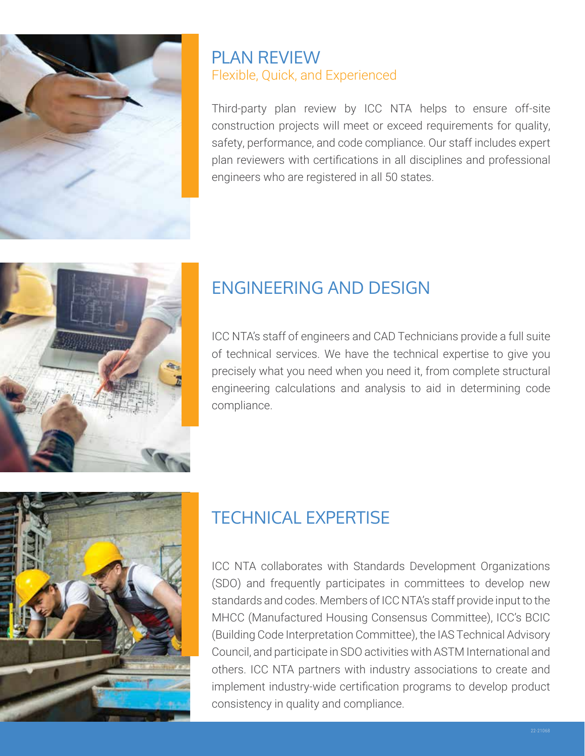## PLAN REVIEW

### Flexible, Quick, and Experienced

Third-party plan review by ICC NTA helps to ensure off-site construction projects will meet or exceed requirements for quality, safety, performance, and code compliance. Our staff includes expert plan reviewers with certifications in all disciplines and professional engineers who are registered in all 50 states.

## ENGINEERING AND DESIGN

ICC NTA's staff of engineers and CAD Technicians provide a full suite of technical services. We have the technical expertise to give you precisely what you need when you need it, from complete structural engineering calculations and analysis to aid in determining code compliance.

## TECHNICAL EXPERTISE

ICC NTA collaborates with Standards Development Organizations (SDO) and frequently participates in committees to develop new standards and codes. Members of ICC NTA's staff provide input to the MHCC (Manufactured Housing Consensus Committee), ICC's BCIC (Building Code Interpretation Committee), the IAS Technical Advisory Council, and participate in SDO activities with ASTM International and others. ICC NTA partners with industry associations to create and implement industry-wide certification programs to develop product consistency in quality and compliance.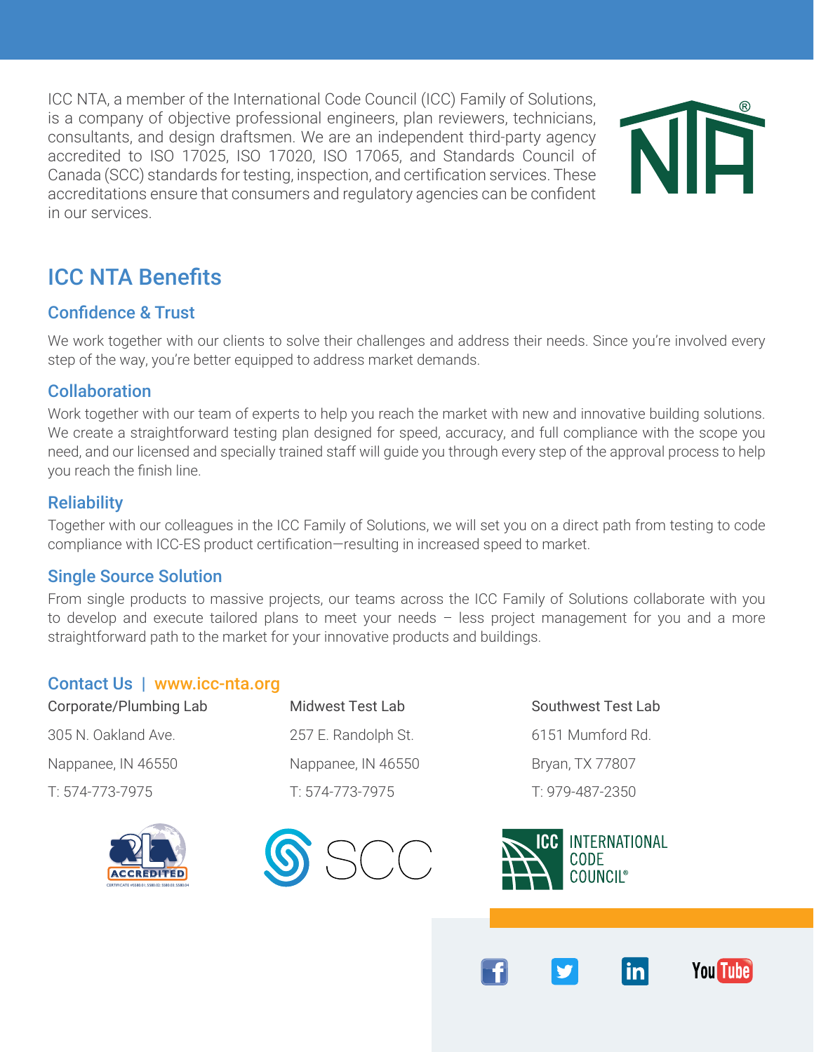ICC NTA, a member of the International Code Council (ICC) Family of Solutions, is a company of objective professional engineers, plan reviewers, technicians, consultants, and design draftsmen. We are an independent third-party agency accredited to ISO 17025, ISO 17020, ISO 17065, and Standards Council of Canada (SCC) standards for testing, inspection, and certification services. These accreditations ensure that consumers and regulatory agencies can be confident in our services.

## ICC NTA Benefits

### Confidence & Trust

We work together with our clients to solve their challenges and address their needs. Since you're involved every step of the way, you're better equipped to address market demands.

### Collaboration

Work together with our team of experts to help you reach the market with new and innovative building solutions. We create a straightforward testing plan designed for speed, accuracy, and full compliance with the scope you need, and our licensed and specially trained staff will guide you through every step of the approval process to help you reach the finish line.

### Reliability

Together with our colleagues in the ICC Family of Solutions, we will set you on a direct path from testing to code compliance with ICC-ES product certification—resulting in increased speed to market.

### Single Source Solution

From single products to massive projects, our teams across the ICC Family of Solutions collaborate with you to develop and execute tailored plans to meet your needs – less project management for you and a more straightforward path to the market for your innovative products and buildings.

### Contact Us | www.icc-nta.org

Corporate/Plumbing Lab
305 N. Oakland Ave.
Nappanee, IN 46550
T: 574-773-7975

Midwest Test Lab
257 E. Randolph St.
Nappanee, IN 46550
T: 574-773-7975

Southwest Test Lab
6151 Mumford Rd.
Bryan, TX 77807
T: 979-487-2350